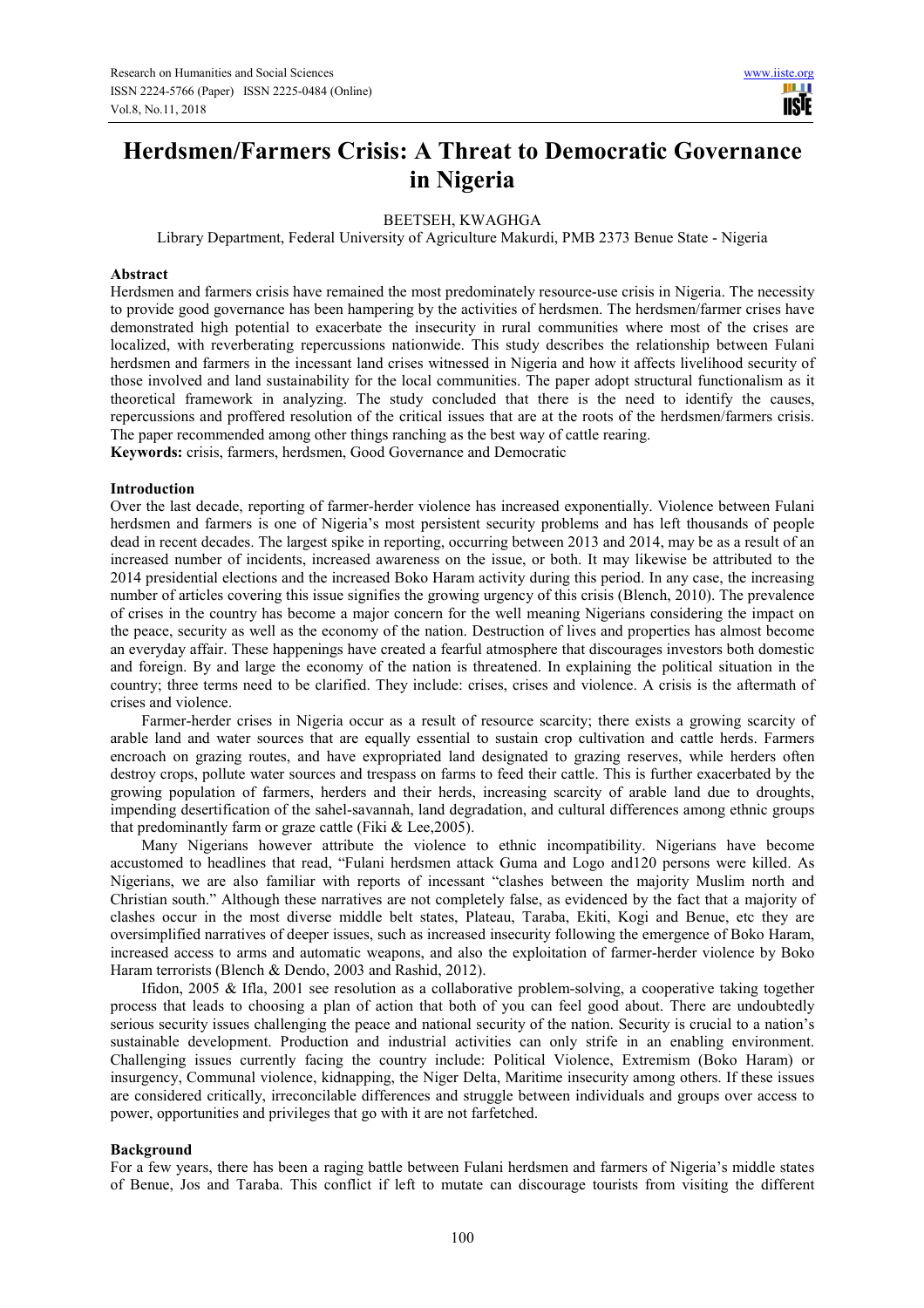# Herdsmen/Farmers Crisis: A Threat to Democratic Governance in Nigeria

BEETSEH, KWAGHGA

Library Department, Federal University of Agriculture Makurdi, PMB 2373 Benue State - Nigeria

## Abstract

Herdsmen and farmers crisis have remained the most predominately resource-use crisis in Nigeria. The necessity to provide good governance has been hampering by the activities of herdsmen. The herdsmen/farmer crises have demonstrated high potential to exacerbate the insecurity in rural communities where most of the crises are localized, with reverberating repercussions nationwide. This study describes the relationship between Fulani herdsmen and farmers in the incessant land crises witnessed in Nigeria and how it affects livelihood security of those involved and land sustainability for the local communities. The paper adopt structural functionalism as it theoretical framework in analyzing. The study concluded that there is the need to identify the causes, repercussions and proffered resolution of the critical issues that are at the roots of the herdsmen/farmers crisis. The paper recommended among other things ranching as the best way of cattle rearing.

**Keywords:** crisis, farmers, herdsmen, Good Governance and Democratic

## Introduction

Over the last decade, reporting of farmer-herder violence has increased exponentially. Violence between Fulani herdsmen and farmers is one of Nigeria's most persistent security problems and has left thousands of people dead in recent decades. The largest spike in reporting, occurring between 2013 and 2014, may be as a result of an increased number of incidents, increased awareness on the issue, or both. It may likewise be attributed to the 2014 presidential elections and the increased Boko Haram activity during this period. In any case, the increasing number of articles covering this issue signifies the growing urgency of this crisis (Blench, 2010). The prevalence of crises in the country has become a major concern for the well meaning Nigerians considering the impact on the peace, security as well as the economy of the nation. Destruction of lives and properties has almost become an everyday affair. These happenings have created a fearful atmosphere that discourages investors both domestic and foreign. By and large the economy of the nation is threatened. In explaining the political situation in the country; three terms need to be clarified. They include: crises, crises and violence. A crisis is the aftermath of crises and violence.

Farmer-herder crises in Nigeria occur as a result of resource scarcity; there exists a growing scarcity of arable land and water sources that are equally essential to sustain crop cultivation and cattle herds. Farmers encroach on grazing routes, and have expropriated land designated to grazing reserves, while herders often destroy crops, pollute water sources and trespass on farms to feed their cattle. This is further exacerbated by the growing population of farmers, herders and their herds, increasing scarcity of arable land due to droughts, impending desertification of the sahel-savannah, land degradation, and cultural differences among ethnic groups that predominantly farm or graze cattle (Fiki & Lee,2005).

Many Nigerians however attribute the violence to ethnic incompatibility. Nigerians have become accustomed to headlines that read, "Fulani herdsmen attack Guma and Logo and120 persons were killed. As Nigerians, we are also familiar with reports of incessant "clashes between the majority Muslim north and Christian south." Although these narratives are not completely false, as evidenced by the fact that a majority of clashes occur in the most diverse middle belt states, Plateau, Taraba, Ekiti, Kogi and Benue, etc they are oversimplified narratives of deeper issues, such as increased insecurity following the emergence of Boko Haram, increased access to arms and automatic weapons, and also the exploitation of farmer-herder violence by Boko Haram terrorists (Blench & Dendo, 2003 and Rashid, 2012).

Ifidon, 2005 & Ifla, 2001 see resolution as a collaborative problem-solving, a cooperative taking together process that leads to choosing a plan of action that both of you can feel good about. There are undoubtedly serious security issues challenging the peace and national security of the nation. Security is crucial to a nation's sustainable development. Production and industrial activities can only strife in an enabling environment. Challenging issues currently facing the country include: Political Violence, Extremism (Boko Haram) or insurgency, Communal violence, kidnapping, the Niger Delta, Maritime insecurity among others. If these issues are considered critically, irreconcilable differences and struggle between individuals and groups over access to power, opportunities and privileges that go with it are not farfetched.

## Background

For a few years, there has been a raging battle between Fulani herdsmen and farmers of Nigeria's middle states of Benue, Jos and Taraba. This conflict if left to mutate can discourage tourists from visiting the different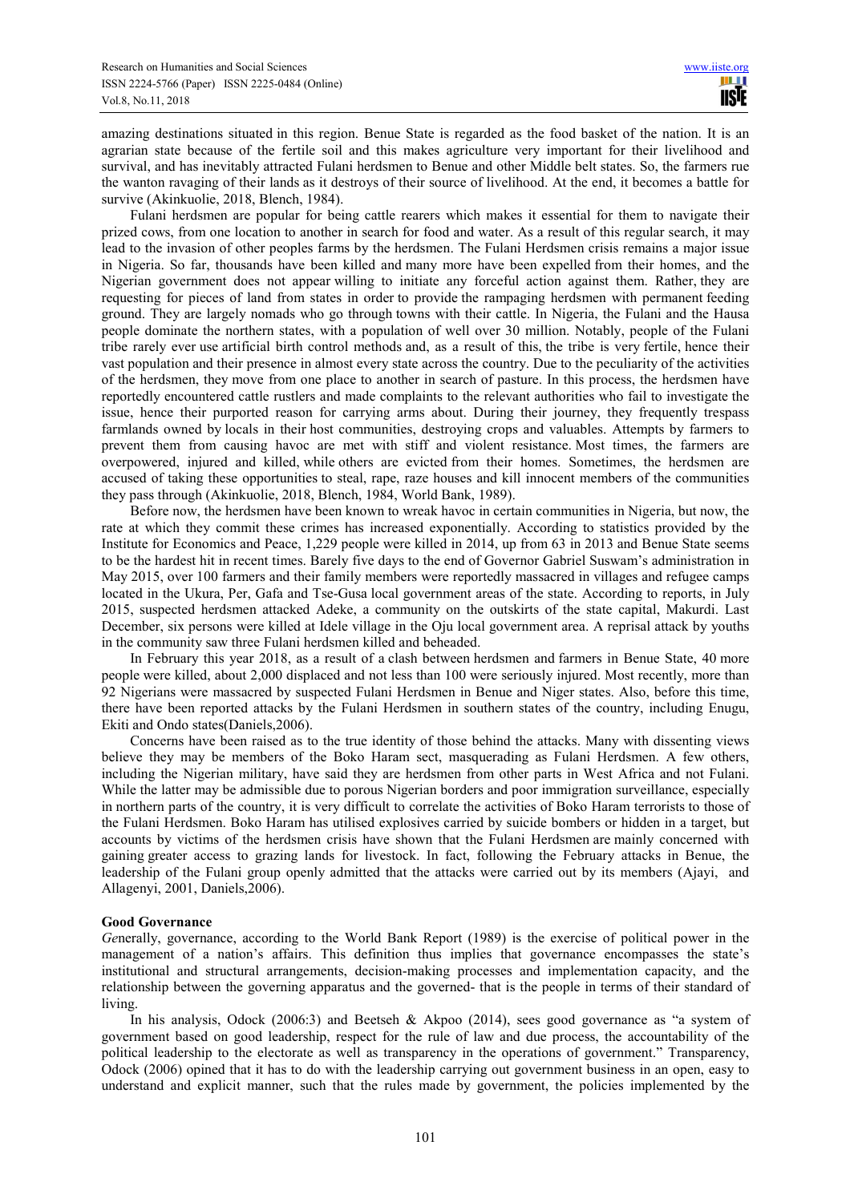amazing destinations situated in this region. Benue State is regarded as the food basket of the nation. It is an agrarian state because of the fertile soil and this makes agriculture very important for their livelihood and survival, and has inevitably attracted Fulani herdsmen to Benue and other Middle belt states. So, the farmers rue the wanton ravaging of their lands as it destroys of their source of livelihood. At the end, it becomes a battle for survive (Akinkuolie, 2018, Blench, 1984).

Fulani herdsmen are popular for being cattle rearers which makes it essential for them to navigate their prized cows, from one location to another in search for food and water. As a result of this regular search, it may lead to the invasion of other peoples farms by the herdsmen. The Fulani Herdsmen crisis remains a major issue in Nigeria. So far, thousands have been killed and many more have been expelled from their homes, and the Nigerian government does not appear willing to initiate any forceful action against them. Rather, they are requesting for pieces of land from states in order to provide the rampaging herdsmen with permanent feeding ground. They are largely nomads who go through towns with their cattle. In Nigeria, the Fulani and the Hausa people dominate the northern states, with a population of well over 30 million. Notably, people of the Fulani tribe rarely ever use artificial birth control methods and, as a result of this, the tribe is very fertile, hence their vast population and their presence in almost every state across the country. Due to the peculiarity of the activities of the herdsmen, they move from one place to another in search of pasture. In this process, the herdsmen have reportedly encountered cattle rustlers and made complaints to the relevant authorities who fail to investigate the issue, hence their purported reason for carrying arms about. During their journey, they frequently trespass farmlands owned by locals in their host communities, destroying crops and valuables. Attempts by farmers to prevent them from causing havoc are met with stiff and violent resistance. Most times, the farmers are overpowered, injured and killed, while others are evicted from their homes. Sometimes, the herdsmen are accused of taking these opportunities to steal, rape, raze houses and kill innocent members of the communities they pass through (Akinkuolie, 2018, Blench, 1984, World Bank, 1989).

Before now, the herdsmen have been known to wreak havoc in certain communities in Nigeria, but now, the rate at which they commit these crimes has increased exponentially. According to statistics provided by the Institute for Economics and Peace, 1,229 people were killed in 2014, up from 63 in 2013 and Benue State seems to be the hardest hit in recent times. Barely five days to the end of Governor Gabriel Suswam's administration in May 2015, over 100 farmers and their family members were reportedly massacred in villages and refugee camps located in the Ukura, Per, Gafa and Tse-Gusa local government areas of the state. According to reports, in July 2015, suspected herdsmen attacked Adeke, a community on the outskirts of the state capital, Makurdi. Last December, six persons were killed at Idele village in the Oju local government area. A reprisal attack by youths in the community saw three Fulani herdsmen killed and beheaded.

In February this year 2018, as a result of a clash between herdsmen and farmers in Benue State, 40 more people were killed, about 2,000 displaced and not less than 100 were seriously injured. Most recently, more than 92 Nigerians were massacred by suspected Fulani Herdsmen in Benue and Niger states. Also, before this time, there have been reported attacks by the Fulani Herdsmen in southern states of the country, including Enugu, Ekiti and Ondo states(Daniels,2006).

Concerns have been raised as to the true identity of those behind the attacks. Many with dissenting views believe they may be members of the Boko Haram sect, masquerading as Fulani Herdsmen. A few others, including the Nigerian military, have said they are herdsmen from other parts in West Africa and not Fulani. While the latter may be admissible due to porous Nigerian borders and poor immigration surveillance, especially in northern parts of the country, it is very difficult to correlate the activities of Boko Haram terrorists to those of the Fulani Herdsmen. Boko Haram has utilised explosives carried by suicide bombers or hidden in a target, but accounts by victims of the herdsmen crisis have shown that the Fulani Herdsmen are mainly concerned with gaining greater access to grazing lands for livestock. In fact, following the February attacks in Benue, the leadership of the Fulani group openly admitted that the attacks were carried out by its members (Ajayi, and Allagenyi, 2001, Daniels,2006).

**Good Governance**

*Ge*nerally, governance, according to the World Bank Report (1989) is the exercise of political power in the management of a nation's affairs. This definition thus implies that governance encompasses the state's institutional and structural arrangements, decision-making processes and implementation capacity, and the relationship between the governing apparatus and the governed- that is the people in terms of their standard of living.

In his analysis, Odock (2006:3) and Beetseh & Akpoo (2014), sees good governance as "a system of government based on good leadership, respect for the rule of law and due process, the accountability of the political leadership to the electorate as well as transparency in the operations of government." Transparency, Odock (2006) opined that it has to do with the leadership carrying out government business in an open, easy to understand and explicit manner, such that the rules made by government, the policies implemented by the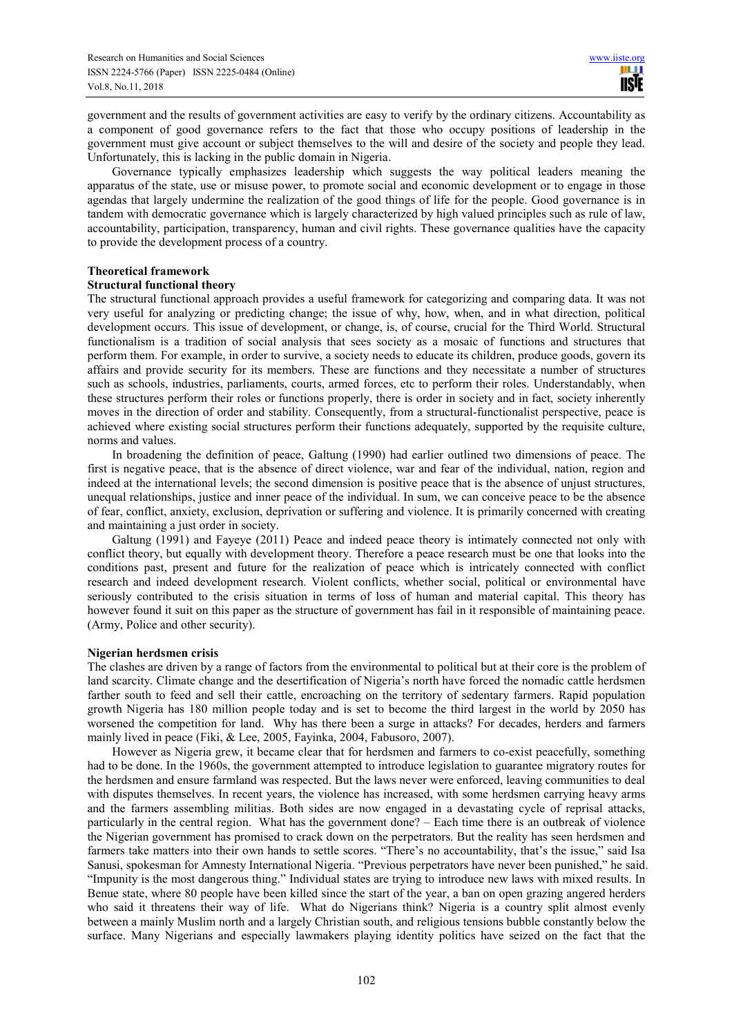government and the results of government activities are easy to verify by the ordinary citizens. Accountability as a component of good governance refers to the fact that those who occupy positions of leadership in the government must give account or subject themselves to the will and desire of the society and people they lead. Unfortunately, this is lacking in the public domain in Nigeria.

Governance typically emphasizes leadership which suggests the way political leaders meaning the apparatus of the state, use or misuse power, to promote social and economic development or to engage in those agendas that largely undermine the realization of the good things of life for the people. Good governance is in tandem with democratic governance which is largely characterized by high valued principles such as rule of law, accountability, participation, transparency, human and civil rights. These governance qualities have the capacity to provide the development process of a country.

**Theoretical framework**

**Structural functional theory**

The structural functional approach provides a useful framework for categorizing and comparing data. It was not very useful for analyzing or predicting change; the issue of why, how, when, and in what direction, political development occurs. This issue of development, or change, is, of course, crucial for the Third World. Structural functionalism is a tradition of social analysis that sees society as a mosaic of functions and structures that perform them. For example, in order to survive, a society needs to educate its children, produce goods, govern its affairs and provide security for its members. These are functions and they necessitate a number of structures such as schools, industries, parliaments, courts, armed forces, etc to perform their roles. Understandably, when these structures perform their roles or functions properly, there is order in society and in fact, society inherently moves in the direction of order and stability. Consequently, from a structural-functionalist perspective, peace is achieved where existing social structures perform their functions adequately, supported by the requisite culture, norms and values.

In broadening the definition of peace, Galtung (1990) had earlier outlined two dimensions of peace. The first is negative peace, that is the absence of direct violence, war and fear of the individual, nation, region and indeed at the international levels; the second dimension is positive peace that is the absence of unjust structures, unequal relationships, justice and inner peace of the individual. In sum, we can conceive peace to be the absence of fear, conflict, anxiety, exclusion, deprivation or suffering and violence. It is primarily concerned with creating and maintaining a just order in society.

Galtung (1991) and Fayeye (2011) Peace and indeed peace theory is intimately connected not only with conflict theory, but equally with development theory. Therefore a peace research must be one that looks into the conditions past, present and future for the realization of peace which is intricately connected with conflict research and indeed development research. Violent conflicts, whether social, political or environmental have seriously contributed to the crisis situation in terms of loss of human and material capital. This theory has however found it suit on this paper as the structure of government has fail in it responsible of maintaining peace. (Army, Police and other security).

**Nigerian herdsmen crisis**

The clashes are driven by a range of factors from the environmental to political but at their core is the problem of land scarcity. Climate change and the desertification of Nigeria's north have forced the nomadic cattle herdsmen farther south to feed and sell their cattle, encroaching on the territory of sedentary farmers. Rapid population growth Nigeria has 180 million people today and is set to become the third largest in the world by 2050 has worsened the competition for land. Why has there been a surge in attacks? For decades, herders and farmers mainly lived in peace (Fiki, & Lee, 2005, Fayinka, 2004, Fabusoro, 2007).

However as Nigeria grew, it became clear that for herdsmen and farmers to co-exist peacefully, something had to be done. In the 1960s, the government attempted to introduce legislation to guarantee migratory routes for the herdsmen and ensure farmland was respected. But the laws never were enforced, leaving communities to deal with disputes themselves. In recent years, the violence has increased, with some herdsmen carrying heavy arms and the farmers assembling militias. Both sides are now engaged in a devastating cycle of reprisal attacks, particularly in the central region. What has the government done? – Each time there is an outbreak of violence the Nigerian government has promised to crack down on the perpetrators. But the reality has seen herdsmen and farmers take matters into their own hands to settle scores. "There's no accountability, that's the issue," said Isa Sanusi, spokesman for Amnesty International Nigeria. "Previous perpetrators have never been punished," he said. "Impunity is the most dangerous thing." Individual states are trying to introduce new laws with mixed results. In Benue state, where 80 people have been killed since the start of the year, a ban on open grazing angered herders who said it threatens their way of life. What do Nigerians think? Nigeria is a country split almost evenly between a mainly Muslim north and a largely Christian south, and religious tensions bubble constantly below the surface. Many Nigerians and especially lawmakers playing identity politics have seized on the fact that the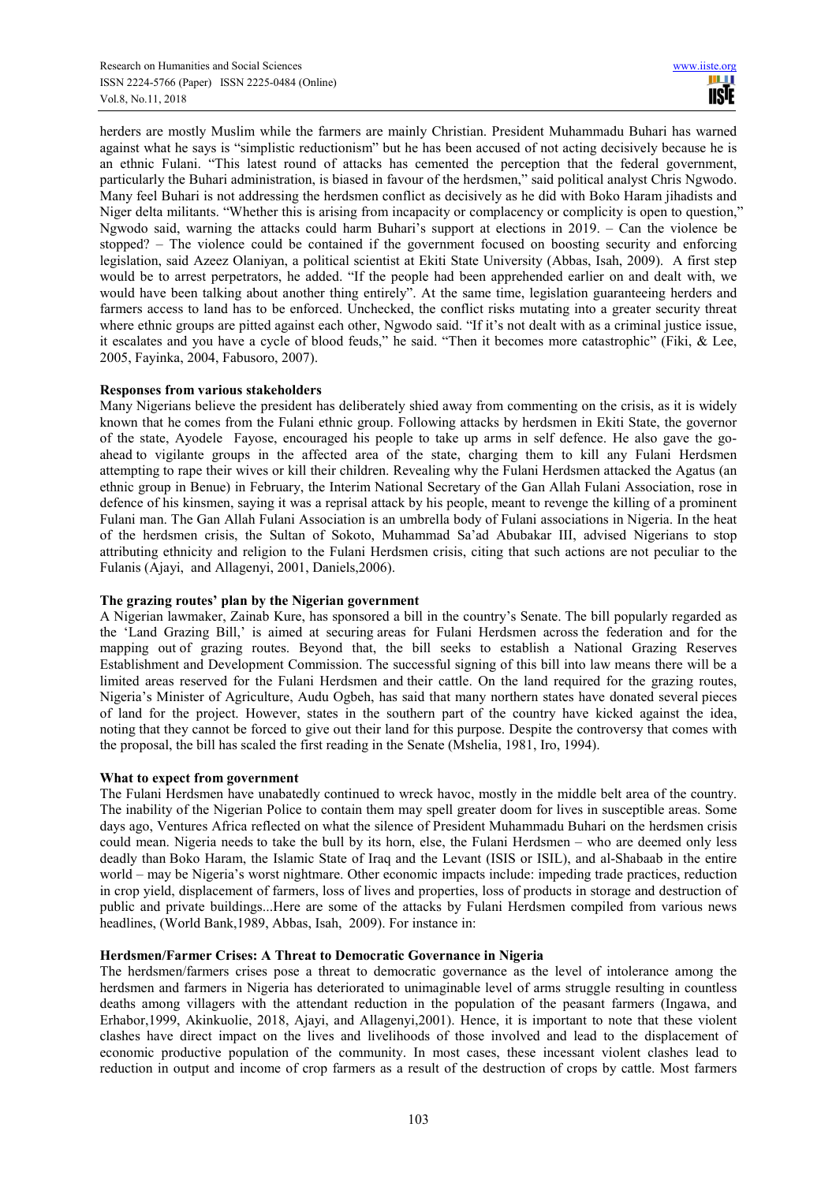herders are mostly Muslim while the farmers are mainly Christian. President Muhammadu Buhari has warned against what he says is "simplistic reductionism" but he has been accused of not acting decisively because he is an ethnic Fulani. "This latest round of attacks has cemented the perception that the federal government, particularly the Buhari administration, is biased in favour of the herdsmen," said political analyst Chris Ngwodo. Many feel Buhari is not addressing the herdsmen conflict as decisively as he did with Boko Haram jihadists and Niger delta militants. "Whether this is arising from incapacity or complacency or complicity is open to question," Ngwodo said, warning the attacks could harm Buhari's support at elections in 2019. – Can the violence be stopped? – The violence could be contained if the government focused on boosting security and enforcing legislation, said Azeez Olaniyan, a political scientist at Ekiti State University (Abbas, Isah, 2009). A first step would be to arrest perpetrators, he added. "If the people had been apprehended earlier on and dealt with, we would have been talking about another thing entirely". At the same time, legislation guaranteeing herders and farmers access to land has to be enforced. Unchecked, the conflict risks mutating into a greater security threat where ethnic groups are pitted against each other, Ngwodo said. "If it's not dealt with as a criminal justice issue, it escalates and you have a cycle of blood feuds," he said. "Then it becomes more catastrophic" (Fiki, & Lee, 2005, Fayinka, 2004, Fabusoro, 2007).

**Responses from various stakeholders**

Many Nigerians believe the president has deliberately shied away from commenting on the crisis, as it is widely known that he comes from the Fulani ethnic group. Following attacks by herdsmen in Ekiti State, the governor of the state, Ayodele Fayose, encouraged his people to take up arms in self defence. He also gave the go-ahead to vigilante groups in the affected area of the state, charging them to kill any Fulani Herdsmen attempting to rape their wives or kill their children. Revealing why the Fulani Herdsmen attacked the Agatus (an ethnic group in Benue) in February, the Interim National Secretary of the Gan Allah Fulani Association, rose in defence of his kinsmen, saying it was a reprisal attack by his people, meant to revenge the killing of a prominent Fulani man. The Gan Allah Fulani Association is an umbrella body of Fulani associations in Nigeria. In the heat of the herdsmen crisis, the Sultan of Sokoto, Muhammad Sa'ad Abubakar III, advised Nigerians to stop attributing ethnicity and religion to the Fulani Herdsmen crisis, citing that such actions are not peculiar to the Fulanis (Ajayi, and Allagenyi, 2001, Daniels,2006).

**The grazing routes' plan by the Nigerian government**

A Nigerian lawmaker, Zainab Kure, has sponsored a bill in the country's Senate. The bill popularly regarded as the 'Land Grazing Bill,' is aimed at securing areas for Fulani Herdsmen across the federation and for the mapping out of grazing routes. Beyond that, the bill seeks to establish a National Grazing Reserves Establishment and Development Commission. The successful signing of this bill into law means there will be a limited areas reserved for the Fulani Herdsmen and their cattle. On the land required for the grazing routes, Nigeria's Minister of Agriculture, Audu Ogbeh, has said that many northern states have donated several pieces of land for the project. However, states in the southern part of the country have kicked against the idea, noting that they cannot be forced to give out their land for this purpose. Despite the controversy that comes with the proposal, the bill has scaled the first reading in the Senate (Mshelia, 1981, Iro, 1994).

**What to expect from government**

The Fulani Herdsmen have unabatedly continued to wreck havoc, mostly in the middle belt area of the country. The inability of the Nigerian Police to contain them may spell greater doom for lives in susceptible areas. Some days ago, Ventures Africa reflected on what the silence of President Muhammadu Buhari on the herdsmen crisis could mean. Nigeria needs to take the bull by its horn, else, the Fulani Herdsmen – who are deemed only less deadly than Boko Haram, the Islamic State of Iraq and the Levant (ISIS or ISIL), and al-Shabaab in the entire world – may be Nigeria's worst nightmare. Other economic impacts include: impeding trade practices, reduction in crop yield, displacement of farmers, loss of lives and properties, loss of products in storage and destruction of public and private buildings...Here are some of the attacks by Fulani Herdsmen compiled from various news headlines, (World Bank,1989, Abbas, Isah, 2009). For instance in:

**Herdsmen/Farmer Crises: A Threat to Democratic Governance in Nigeria**

The herdsmen/farmers crises pose a threat to democratic governance as the level of intolerance among the herdsmen and farmers in Nigeria has deteriorated to unimaginable level of arms struggle resulting in countless deaths among villagers with the attendant reduction in the population of the peasant farmers (Ingawa, and Erhabor,1999, Akinkuolie, 2018, Ajayi, and Allagenyi,2001). Hence, it is important to note that these violent clashes have direct impact on the lives and livelihoods of those involved and lead to the displacement of economic productive population of the community. In most cases, these incessant violent clashes lead to reduction in output and income of crop farmers as a result of the destruction of crops by cattle. Most farmers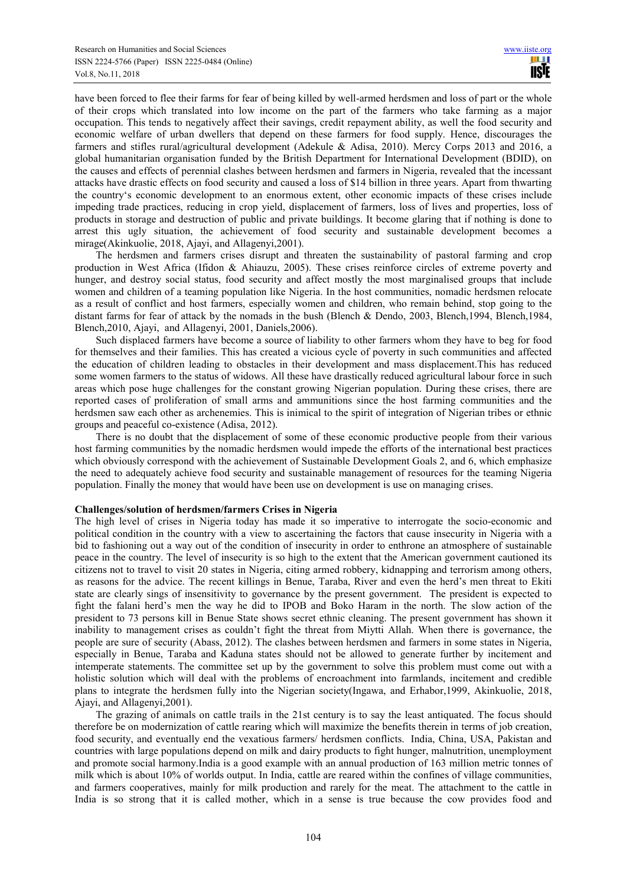have been forced to flee their farms for fear of being killed by well-armed herdsmen and loss of part or the whole of their crops which translated into low income on the part of the farmers who take farming as a major occupation. This tends to negatively affect their savings, credit repayment ability, as well the food security and economic welfare of urban dwellers that depend on these farmers for food supply. Hence, discourages the farmers and stifles rural/agricultural development (Adekule & Adisa, 2010). Mercy Corps 2013 and 2016, a global humanitarian organisation funded by the British Department for International Development (BDID), on the causes and effects of perennial clashes between herdsmen and farmers in Nigeria, revealed that the incessant attacks have drastic effects on food security and caused a loss of $14 billion in three years. Apart from thwarting the country's economic development to an enormous extent, other economic impacts of these crises include impeding trade practices, reducing in crop yield, displacement of farmers, loss of lives and properties, loss of products in storage and destruction of public and private buildings. It become glaring that if nothing is done to arrest this ugly situation, the achievement of food security and sustainable development becomes a mirage(Akinkuolie, 2018, Ajayi, and Allagenyi,2001).

The herdsmen and farmers crises disrupt and threaten the sustainability of pastoral farming and crop production in West Africa (Ifidon & Ahiauzu, 2005). These crises reinforce circles of extreme poverty and hunger, and destroy social status, food security and affect mostly the most marginalised groups that include women and children of a teaming population like Nigeria. In the host communities, nomadic herdsmen relocate as a result of conflict and host farmers, especially women and children, who remain behind, stop going to the distant farms for fear of attack by the nomads in the bush (Blench & Dendo, 2003, Blench,1994, Blench,1984, Blench,2010, Ajayi, and Allagenyi, 2001, Daniels,2006).

Such displaced farmers have become a source of liability to other farmers whom they have to beg for food for themselves and their families. This has created a vicious cycle of poverty in such communities and affected the education of children leading to obstacles in their development and mass displacement.This has reduced some women farmers to the status of widows. All these have drastically reduced agricultural labour force in such areas which pose huge challenges for the constant growing Nigerian population. During these crises, there are reported cases of proliferation of small arms and ammunitions since the host farming communities and the herdsmen saw each other as archenemies. This is inimical to the spirit of integration of Nigerian tribes or ethnic groups and peaceful co-existence (Adisa, 2012).

There is no doubt that the displacement of some of these economic productive people from their various host farming communities by the nomadic herdsmen would impede the efforts of the international best practices which obviously correspond with the achievement of Sustainable Development Goals 2, and 6, which emphasize the need to adequately achieve food security and sustainable management of resources for the teaming Nigeria population. Finally the money that would have been use on development is use on managing crises.

**Challenges/solution of herdsmen/farmers Crises in Nigeria**

The high level of crises in Nigeria today has made it so imperative to interrogate the socio-economic and political condition in the country with a view to ascertaining the factors that cause insecurity in Nigeria with a bid to fashioning out a way out of the condition of insecurity in order to enthrone an atmosphere of sustainable peace in the country. The level of insecurity is so high to the extent that the American government cautioned its citizens not to travel to visit 20 states in Nigeria, citing armed robbery, kidnapping and terrorism among others, as reasons for the advice. The recent killings in Benue, Taraba, River and even the herd's men threat to Ekiti state are clearly sings of insensitivity to governance by the present government. The president is expected to fight the falani herd's men the way he did to IPOB and Boko Haram in the north. The slow action of the president to 73 persons kill in Benue State shows secret ethnic cleaning. The present government has shown it inability to management crises as couldn't fight the threat from Miytti Allah. When there is governance, the people are sure of security (Abass, 2012). The clashes between herdsmen and farmers in some states in Nigeria, especially in Benue, Taraba and Kaduna states should not be allowed to generate further by incitement and intemperate statements. The committee set up by the government to solve this problem must come out with a holistic solution which will deal with the problems of encroachment into farmlands, incitement and credible plans to integrate the herdsmen fully into the Nigerian society(Ingawa, and Erhabor,1999, Akinkuolie, 2018, Ajayi, and Allagenyi,2001).

The grazing of animals on cattle trails in the 21st century is to say the least antiquated. The focus should therefore be on modernization of cattle rearing which will maximize the benefits therein in terms of job creation, food security, and eventually end the vexatious farmers/ herdsmen conflicts. India, China, USA, Pakistan and countries with large populations depend on milk and dairy products to fight hunger, malnutrition, unemployment and promote social harmony.India is a good example with an annual production of 163 million metric tonnes of milk which is about 10% of worlds output. In India, cattle are reared within the confines of village communities, and farmers cooperatives, mainly for milk production and rarely for the meat. The attachment to the cattle in India is so strong that it is called mother, which in a sense is true because the cow provides food and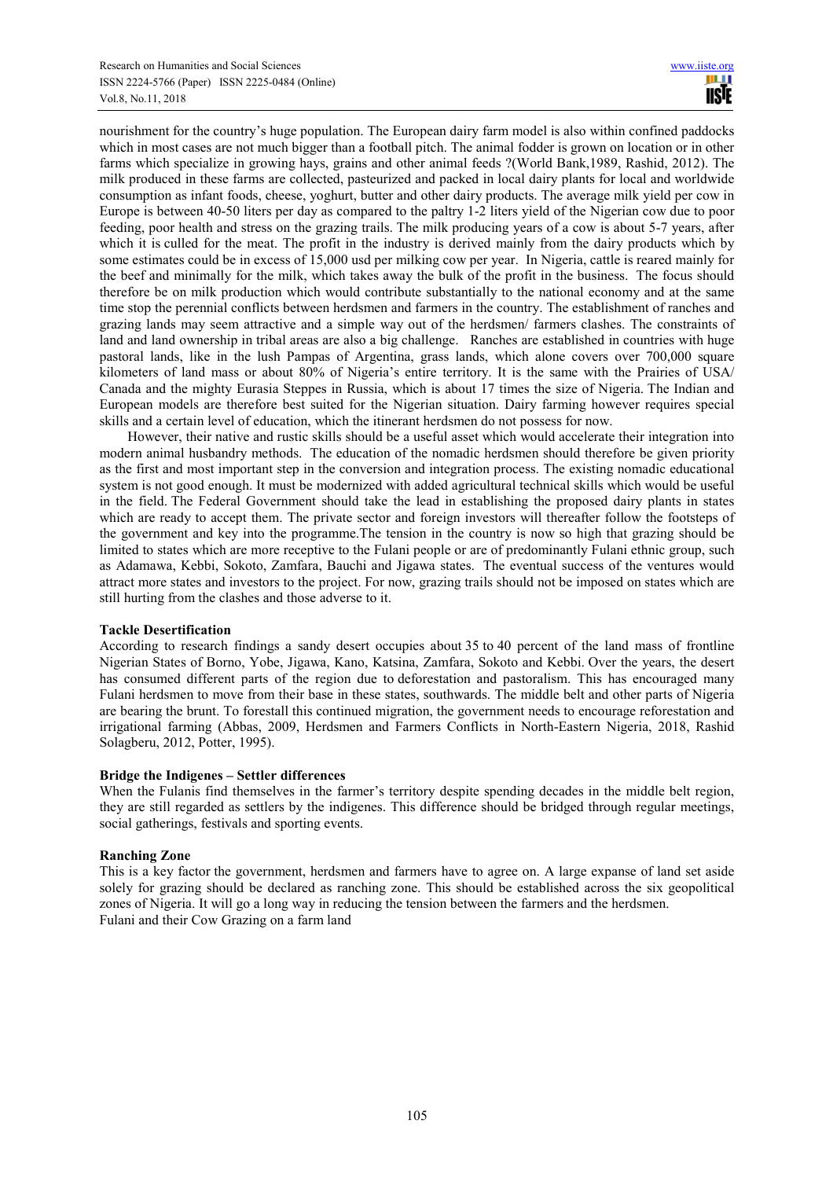nourishment for the country's huge population. The European dairy farm model is also within confined paddocks which in most cases are not much bigger than a football pitch. The animal fodder is grown on location or in other farms which specialize in growing hays, grains and other animal feeds ?(World Bank,1989, Rashid, 2012). The milk produced in these farms are collected, pasteurized and packed in local dairy plants for local and worldwide consumption as infant foods, cheese, yoghurt, butter and other dairy products. The average milk yield per cow in Europe is between 40-50 liters per day as compared to the paltry 1-2 liters yield of the Nigerian cow due to poor feeding, poor health and stress on the grazing trails. The milk producing years of a cow is about 5-7 years, after which it is culled for the meat. The profit in the industry is derived mainly from the dairy products which by some estimates could be in excess of 15,000 usd per milking cow per year. In Nigeria, cattle is reared mainly for the beef and minimally for the milk, which takes away the bulk of the profit in the business. The focus should therefore be on milk production which would contribute substantially to the national economy and at the same time stop the perennial conflicts between herdsmen and farmers in the country. The establishment of ranches and grazing lands may seem attractive and a simple way out of the herdsmen/ farmers clashes. The constraints of land and land ownership in tribal areas are also a big challenge. Ranches are established in countries with huge pastoral lands, like in the lush Pampas of Argentina, grass lands, which alone covers over 700,000 square kilometers of land mass or about 80% of Nigeria's entire territory. It is the same with the Prairies of USA/ Canada and the mighty Eurasia Steppes in Russia, which is about 17 times the size of Nigeria. The Indian and European models are therefore best suited for the Nigerian situation. Dairy farming however requires special skills and a certain level of education, which the itinerant herdsmen do not possess for now.

However, their native and rustic skills should be a useful asset which would accelerate their integration into modern animal husbandry methods. The education of the nomadic herdsmen should therefore be given priority as the first and most important step in the conversion and integration process. The existing nomadic educational system is not good enough. It must be modernized with added agricultural technical skills which would be useful in the field. The Federal Government should take the lead in establishing the proposed dairy plants in states which are ready to accept them. The private sector and foreign investors will thereafter follow the footsteps of the government and key into the programme.The tension in the country is now so high that grazing should be limited to states which are more receptive to the Fulani people or are of predominantly Fulani ethnic group, such as Adamawa, Kebbi, Sokoto, Zamfara, Bauchi and Jigawa states. The eventual success of the ventures would attract more states and investors to the project. For now, grazing trails should not be imposed on states which are still hurting from the clashes and those adverse to it.

**Tackle Desertification**

According to research findings a sandy desert occupies about 35 to 40 percent of the land mass of frontline Nigerian States of Borno, Yobe, Jigawa, Kano, Katsina, Zamfara, Sokoto and Kebbi. Over the years, the desert has consumed different parts of the region due to deforestation and pastoralism. This has encouraged many Fulani herdsmen to move from their base in these states, southwards. The middle belt and other parts of Nigeria are bearing the brunt. To forestall this continued migration, the government needs to encourage reforestation and irrigational farming (Abbas, 2009, Herdsmen and Farmers Conflicts in North-Eastern Nigeria, 2018, Rashid Solagberu, 2012, Potter, 1995).

**Bridge the Indigenes – Settler differences**

When the Fulanis find themselves in the farmer's territory despite spending decades in the middle belt region, they are still regarded as settlers by the indigenes. This difference should be bridged through regular meetings, social gatherings, festivals and sporting events.

**Ranching Zone**

This is a key factor the government, herdsmen and farmers have to agree on. A large expanse of land set aside solely for grazing should be declared as ranching zone. This should be established across the six geopolitical zones of Nigeria. It will go a long way in reducing the tension between the farmers and the herdsmen.

Fulani and their Cow Grazing on a farm land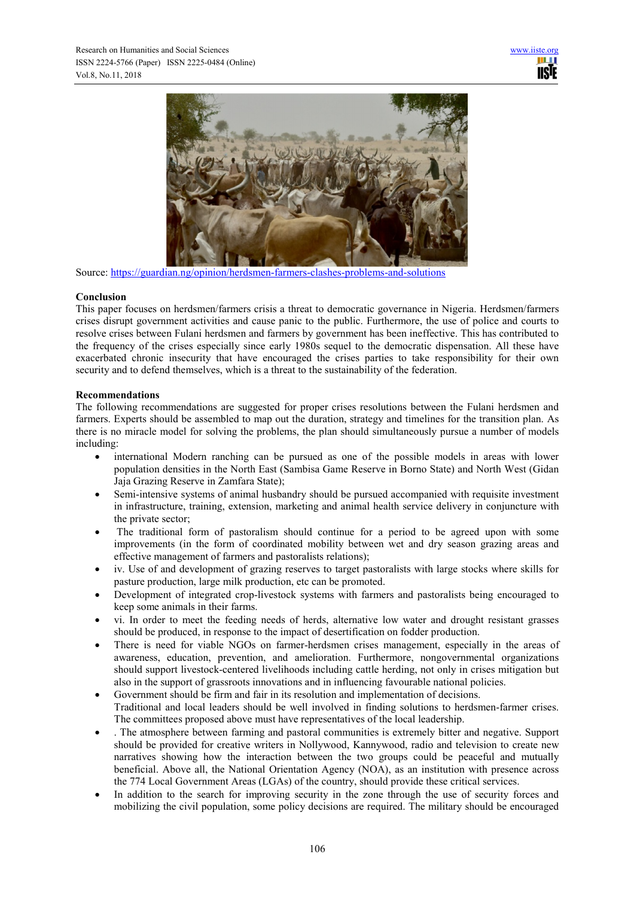Source: https://guardian.ng/opinion/herdsmen-farmers-clashes-problems-and-solutions

**Conclusion**

This paper focuses on herdsmen/farmers crisis a threat to democratic governance in Nigeria. Herdsmen/farmers crises disrupt government activities and cause panic to the public. Furthermore, the use of police and courts to resolve crises between Fulani herdsmen and farmers by government has been ineffective. This has contributed to the frequency of the crises especially since early 1980s sequel to the democratic dispensation. All these have exacerbated chronic insecurity that have encouraged the crises parties to take responsibility for their own security and to defend themselves, which is a threat to the sustainability of the federation.

**Recommendations**

The following recommendations are suggested for proper crises resolutions between the Fulani herdsmen and farmers. Experts should be assembled to map out the duration, strategy and timelines for the transition plan. As there is no miracle model for solving the problems, the plan should simultaneously pursue a number of models including:

- international Modern ranching can be pursued as one of the possible models in areas with lower population densities in the North East (Sambisa Game Reserve in Borno State) and North West (Gidan Jaja Grazing Reserve in Zamfara State);
- Semi-intensive systems of animal husbandry should be pursued accompanied with requisite investment in infrastructure, training, extension, marketing and animal health service delivery in conjuncture with the private sector;
- The traditional form of pastoralism should continue for a period to be agreed upon with some improvements (in the form of coordinated mobility between wet and dry season grazing areas and effective management of farmers and pastoralists relations);
- iv. Use of and development of grazing reserves to target pastoralists with large stocks where skills for pasture production, large milk production, etc can be promoted.
- Development of integrated crop-livestock systems with farmers and pastoralists being encouraged to keep some animals in their farms.
- vi. In order to meet the feeding needs of herds, alternative low water and drought resistant grasses should be produced, in response to the impact of desertification on fodder production.
- There is need for viable NGOs on farmer-herdsmen crises management, especially in the areas of awareness, education, prevention, and amelioration. Furthermore, nongovernmental organizations should support livestock-centered livelihoods including cattle herding, not only in crises mitigation but also in the support of grassroots innovations and in influencing favourable national policies.
- Government should be firm and fair in its resolution and implementation of decisions.
  Traditional and local leaders should be well involved in finding solutions to herdsmen-farmer crises. The committees proposed above must have representatives of the local leadership.
- . The atmosphere between farming and pastoral communities is extremely bitter and negative. Support should be provided for creative writers in Nollywood, Kannywood, radio and television to create new narratives showing how the interaction between the two groups could be peaceful and mutually beneficial. Above all, the National Orientation Agency (NOA), as an institution with presence across the 774 Local Government Areas (LGAs) of the country, should provide these critical services.
- In addition to the search for improving security in the zone through the use of security forces and mobilizing the civil population, some policy decisions are required. The military should be encouraged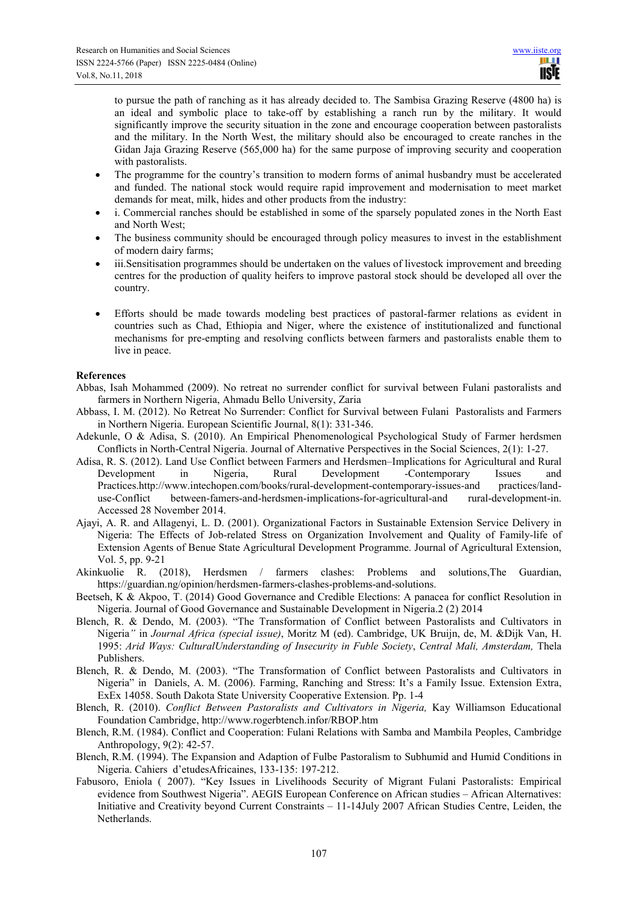to pursue the path of ranching as it has already decided to. The Sambisa Grazing Reserve (4800 ha) is an ideal and symbolic place to take-off by establishing a ranch run by the military. It would significantly improve the security situation in the zone and encourage cooperation between pastoralists and the military. In the North West, the military should also be encouraged to create ranches in the Gidan Jaja Grazing Reserve (565,000 ha) for the same purpose of improving security and cooperation with pastoralists.

- The programme for the country's transition to modern forms of animal husbandry must be accelerated and funded. The national stock would require rapid improvement and modernisation to meet market demands for meat, milk, hides and other products from the industry:
- i. Commercial ranches should be established in some of the sparsely populated zones in the North East and North West;
- The business community should be encouraged through policy measures to invest in the establishment of modern dairy farms;
- iii.Sensitisation programmes should be undertaken on the values of livestock improvement and breeding centres for the production of quality heifers to improve pastoral stock should be developed all over the country.
- Efforts should be made towards modeling best practices of pastoral-farmer relations as evident in countries such as Chad, Ethiopia and Niger, where the existence of institutionalized and functional mechanisms for pre-empting and resolving conflicts between farmers and pastoralists enable them to live in peace.

**References**

Abbas, Isah Mohammed (2009). No retreat no surrender conflict for survival between Fulani pastoralists and farmers in Northern Nigeria, Ahmadu Bello University, Zaria

Abbass, I. M. (2012). No Retreat No Surrender: Conflict for Survival between Fulani Pastoralists and Farmers in Northern Nigeria. European Scientific Journal, 8(1): 331-346.

Adekunle, O & Adisa, S. (2010). An Empirical Phenomenological Psychological Study of Farmer herdsmen Conflicts in North-Central Nigeria. Journal of Alternative Perspectives in the Social Sciences, 2(1): 1-27.

Adisa, R. S. (2012). Land Use Conflict between Farmers and Herdsmen–Implications for Agricultural and Rural Development in Nigeria, Rural Development -Contemporary Issues and Practices.http://www.intechopen.com/books/rural-development-contemporary-issues-and practices/land-use-Conflict between-famers-and-herdsmen-implications-for-agricultural-and rural-development-in. Accessed 28 November 2014.

Ajayi, A. R. and Allagenyi, L. D. (2001). Organizational Factors in Sustainable Extension Service Delivery in Nigeria: The Effects of Job-related Stress on Organization Involvement and Quality of Family-life of Extension Agents of Benue State Agricultural Development Programme. Journal of Agricultural Extension, Vol. 5, pp. 9-21

Akinkuolie R. (2018), Herdsmen / farmers clashes: Problems and solutions,The Guardian, https://guardian.ng/opinion/herdsmen-farmers-clashes-problems-and-solutions.

Beetseh, K & Akpoo, T. (2014) Good Governance and Credible Elections: A panacea for conflict Resolution in Nigeria. Journal of Good Governance and Sustainable Development in Nigeria.2 (2) 2014

Blench, R. & Dendo, M. (2003). "The Transformation of Conflict between Pastoralists and Cultivators in Nigeria*"* in *Journal Africa (special issue)*, Moritz M (ed). Cambridge, UK Bruijn, de, M. &Dijk Van, H. 1995: *Arid Ways: CulturalUnderstanding of Insecurity in Fuble Society*, *Central Mali, Amsterdam,* Thela Publishers.

Blench, R. & Dendo, M. (2003). "The Transformation of Conflict between Pastoralists and Cultivators in Nigeria" in Daniels, A. M. (2006). Farming, Ranching and Stress: It's a Family Issue. Extension Extra, ExEx 14058. South Dakota State University Cooperative Extension. Pp. 1-4

Blench, R. (2010). *Conflict Between Pastoralists and Cultivators in Nigeria,* Kay Williamson Educational Foundation Cambridge, http://www.rogerbtench.infor/RBOP.htm

Blench, R.M. (1984). Conflict and Cooperation: Fulani Relations with Samba and Mambila Peoples, Cambridge Anthropology, 9(2): 42-57.

Blench, R.M. (1994). The Expansion and Adaption of Fulbe Pastoralism to Subhumid and Humid Conditions in Nigeria. Cahiers d'etudesAfricaines, 133-135: 197-212.

Fabusoro, Eniola ( 2007). "Key Issues in Livelihoods Security of Migrant Fulani Pastoralists: Empirical evidence from Southwest Nigeria". AEGIS European Conference on African studies – African Alternatives: Initiative and Creativity beyond Current Constraints – 11-14July 2007 African Studies Centre, Leiden, the Netherlands.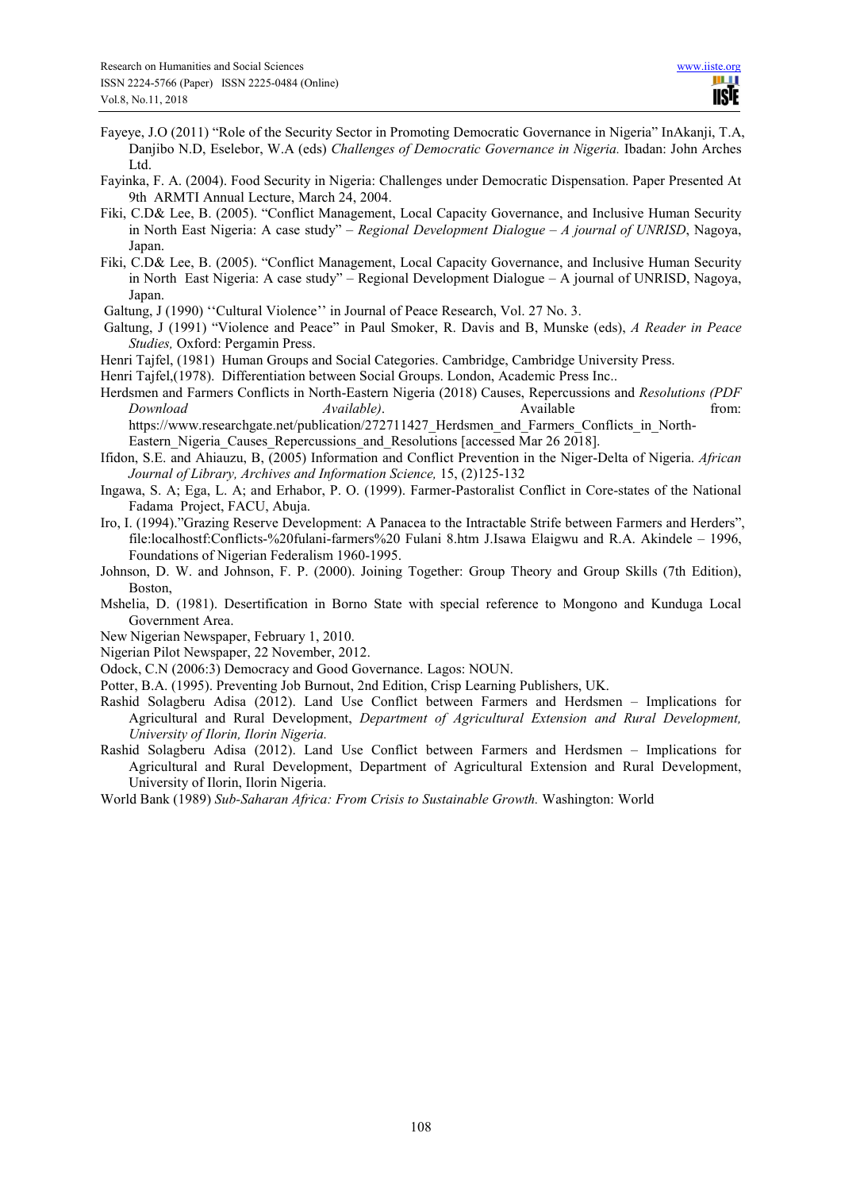Fayeye, J.O (2011) "Role of the Security Sector in Promoting Democratic Governance in Nigeria" InAkanji, T.A, Danjibo N.D, Eselebor, W.A (eds) *Challenges of Democratic Governance in Nigeria.* Ibadan: John Arches Ltd.

Fayinka, F. A. (2004). Food Security in Nigeria: Challenges under Democratic Dispensation. Paper Presented At 9th ARMTI Annual Lecture, March 24, 2004.

Fiki, C.D& Lee, B. (2005). "Conflict Management, Local Capacity Governance, and Inclusive Human Security in North East Nigeria: A case study" – *Regional Development Dialogue – A journal of UNRISD*, Nagoya, Japan.

Fiki, C.D& Lee, B. (2005). "Conflict Management, Local Capacity Governance, and Inclusive Human Security in North East Nigeria: A case study" – Regional Development Dialogue – A journal of UNRISD, Nagoya, Japan.

Galtung, J (1990) ''Cultural Violence'' in Journal of Peace Research, Vol. 27 No. 3.

Galtung, J (1991) "Violence and Peace" in Paul Smoker, R. Davis and B, Munske (eds), *A Reader in Peace Studies,* Oxford: Pergamin Press.

Henri Tajfel, (1981) Human Groups and Social Categories. Cambridge, Cambridge University Press.

Henri Tajfel,(1978). Differentiation between Social Groups. London, Academic Press Inc..

Herdsmen and Farmers Conflicts in North-Eastern Nigeria (2018) Causes, Repercussions and *Resolutions (PDF Download Available)*. Available from: https://www.researchgate.net/publication/272711427_Herdsmen_and_Farmers_Conflicts_in_North-Eastern_Nigeria_Causes_Repercussions_and_Resolutions [accessed Mar 26 2018].

Ifidon, S.E. and Ahiauzu, B, (2005) Information and Conflict Prevention in the Niger-Delta of Nigeria. *African Journal of Library, Archives and Information Science,* 15, (2)125-132

Ingawa, S. A; Ega, L. A; and Erhabor, P. O. (1999). Farmer-Pastoralist Conflict in Core-states of the National Fadama Project, FACU, Abuja.

Iro, I. (1994)."Grazing Reserve Development: A Panacea to the Intractable Strife between Farmers and Herders", file:localhostf:Conflicts-%20fulani-farmers%20 Fulani 8.htm J.Isawa Elaigwu and R.A. Akindele – 1996, Foundations of Nigerian Federalism 1960-1995.

Johnson, D. W. and Johnson, F. P. (2000). Joining Together: Group Theory and Group Skills (7th Edition), Boston,

Mshelia, D. (1981). Desertification in Borno State with special reference to Mongono and Kunduga Local Government Area.

New Nigerian Newspaper, February 1, 2010.

Nigerian Pilot Newspaper, 22 November, 2012.

Odock, C.N (2006:3) Democracy and Good Governance. Lagos: NOUN.

Potter, B.A. (1995). Preventing Job Burnout, 2nd Edition, Crisp Learning Publishers, UK.

Rashid Solagberu Adisa (2012). Land Use Conflict between Farmers and Herdsmen – Implications for Agricultural and Rural Development, *Department of Agricultural Extension and Rural Development, University of Ilorin, Ilorin Nigeria.*

Rashid Solagberu Adisa (2012). Land Use Conflict between Farmers and Herdsmen – Implications for Agricultural and Rural Development, Department of Agricultural Extension and Rural Development, University of Ilorin, Ilorin Nigeria.

World Bank (1989) *Sub-Saharan Africa: From Crisis to Sustainable Growth.* Washington: World